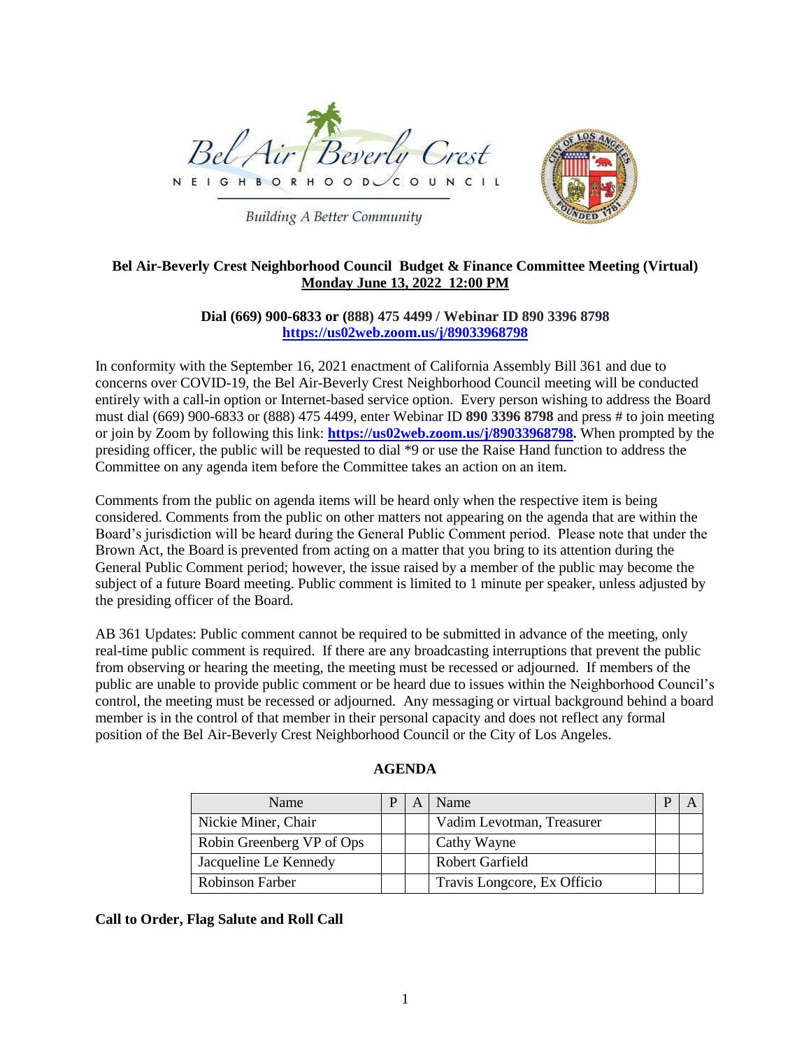Bel Air Beverly Crest

NEIGHBORHOOD COUNCIL

*Building A Better Community*

**Bel Air-Beverly Crest Neighborhood Council Budget & Finance Committee Meeting (Virtual)**
**Monday June 13, 2022 12:00 PM**

**Dial (669) 900-6833 or (888) 475 4499 / Webinar ID 890 3396 8798**
**https://us02web.zoom.us/j/89033968798**

In conformity with the September 16, 2021 enactment of California Assembly Bill 361 and due to concerns over COVID-19, the Bel Air-Beverly Crest Neighborhood Council meeting will be conducted entirely with a call-in option or Internet-based service option. Every person wishing to address the Board must dial (669) 900-6833 or (888) 475 4499, enter Webinar ID **890 3396 8798** and press # to join meeting or join by Zoom by following this link: **https://us02web.zoom.us/j/89033968798.** When prompted by the presiding officer, the public will be requested to dial *9 or use the Raise Hand function to address the Committee on any agenda item before the Committee takes an action on an item.

Comments from the public on agenda items will be heard only when the respective item is being considered. Comments from the public on other matters not appearing on the agenda that are within the Board's jurisdiction will be heard during the General Public Comment period. Please note that under the Brown Act, the Board is prevented from acting on a matter that you bring to its attention during the General Public Comment period; however, the issue raised by a member of the public may become the subject of a future Board meeting. Public comment is limited to 1 minute per speaker, unless adjusted by the presiding officer of the Board.

AB 361 Updates: Public comment cannot be required to be submitted in advance of the meeting, only real-time public comment is required. If there are any broadcasting interruptions that prevent the public from observing or hearing the meeting, the meeting must be recessed or adjourned. If members of the public are unable to provide public comment or be heard due to issues within the Neighborhood Council's control, the meeting must be recessed or adjourned. Any messaging or virtual background behind a board member is in the control of that member in their personal capacity and does not reflect any formal position of the Bel Air-Beverly Crest Neighborhood Council or the City of Los Angeles.

**AGENDA**

| Name | P | A | Name | P | A |
|---|---|---|---|---|---|
| Nickie Miner, Chair | | | Vadim Levotman, Treasurer | | |
| Robin Greenberg VP of Ops | | | Cathy Wayne | | |
| Jacqueline Le Kennedy | | | Robert Garfield | | |
| Robinson Farber | | | Travis Longcore, Ex Officio | | |

**Call to Order, Flag Salute and Roll Call**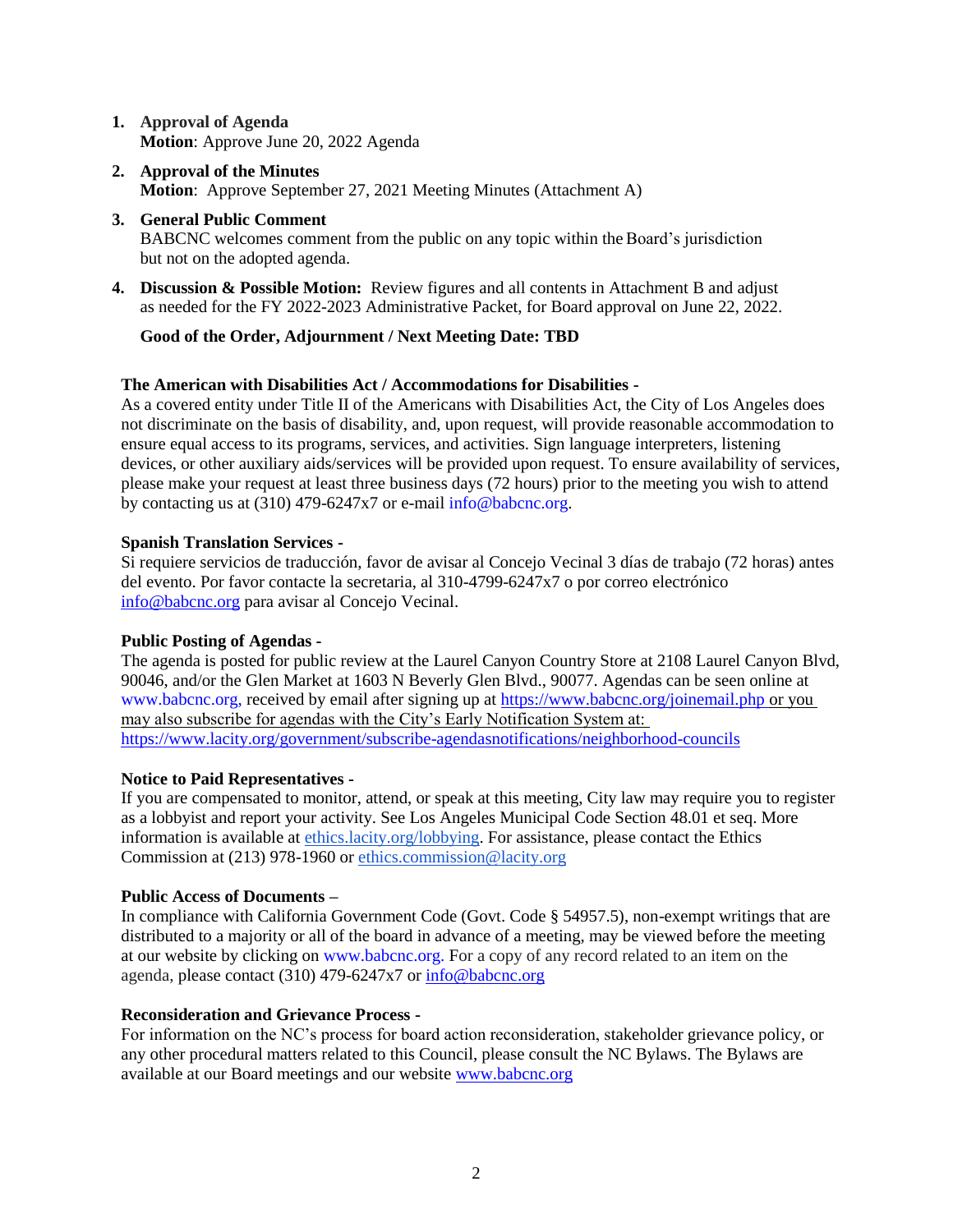1. **Approval of Agenda**
   **Motion**: Approve June 20, 2022 Agenda

2. **Approval of the Minutes**
   **Motion**: Approve September 27, 2021 Meeting Minutes (Attachment A)

3. **General Public Comment**
   BABCNC welcomes comment from the public on any topic within the Board's jurisdiction but not on the adopted agenda.

4. **Discussion & Possible Motion:** Review figures and all contents in Attachment B and adjust as needed for the FY 2022-2023 Administrative Packet, for Board approval on June 22, 2022.

**Good of the Order, Adjournment / Next Meeting Date: TBD**

**The American with Disabilities Act / Accommodations for Disabilities -**
As a covered entity under Title II of the Americans with Disabilities Act, the City of Los Angeles does not discriminate on the basis of disability, and, upon request, will provide reasonable accommodation to ensure equal access to its programs, services, and activities. Sign language interpreters, listening devices, or other auxiliary aids/services will be provided upon request. To ensure availability of services, please make your request at least three business days (72 hours) prior to the meeting you wish to attend by contacting us at (310) 479-6247x7 or e-mail info@babcnc.org.

**Spanish Translation Services -**
Si requiere servicios de traducción, favor de avisar al Concejo Vecinal 3 días de trabajo (72 horas) antes del evento. Por favor contacte la secretaria, al 310-4799-6247x7 o por correo electrónico info@babcnc.org para avisar al Concejo Vecinal.

**Public Posting of Agendas -**
The agenda is posted for public review at the Laurel Canyon Country Store at 2108 Laurel Canyon Blvd, 90046, and/or the Glen Market at 1603 N Beverly Glen Blvd., 90077. Agendas can be seen online at www.babcnc.org, received by email after signing up at https://www.babcnc.org/joinemail.php or you may also subscribe for agendas with the City's Early Notification System at: https://www.lacity.org/government/subscribe-agendasnotifications/neighborhood-councils

**Notice to Paid Representatives -**
If you are compensated to monitor, attend, or speak at this meeting, City law may require you to register as a lobbyist and report your activity. See Los Angeles Municipal Code Section 48.01 et seq. More information is available at ethics.lacity.org/lobbying. For assistance, please contact the Ethics Commission at (213) 978-1960 or ethics.commission@lacity.org

**Public Access of Documents –**
In compliance with California Government Code (Govt. Code § 54957.5), non-exempt writings that are distributed to a majority or all of the board in advance of a meeting, may be viewed before the meeting at our website by clicking on www.babcnc.org. For a copy of any record related to an item on the agenda, please contact (310) 479-6247x7 or info@babcnc.org

**Reconsideration and Grievance Process -**
For information on the NC's process for board action reconsideration, stakeholder grievance policy, or any other procedural matters related to this Council, please consult the NC Bylaws. The Bylaws are available at our Board meetings and our website www.babcnc.org